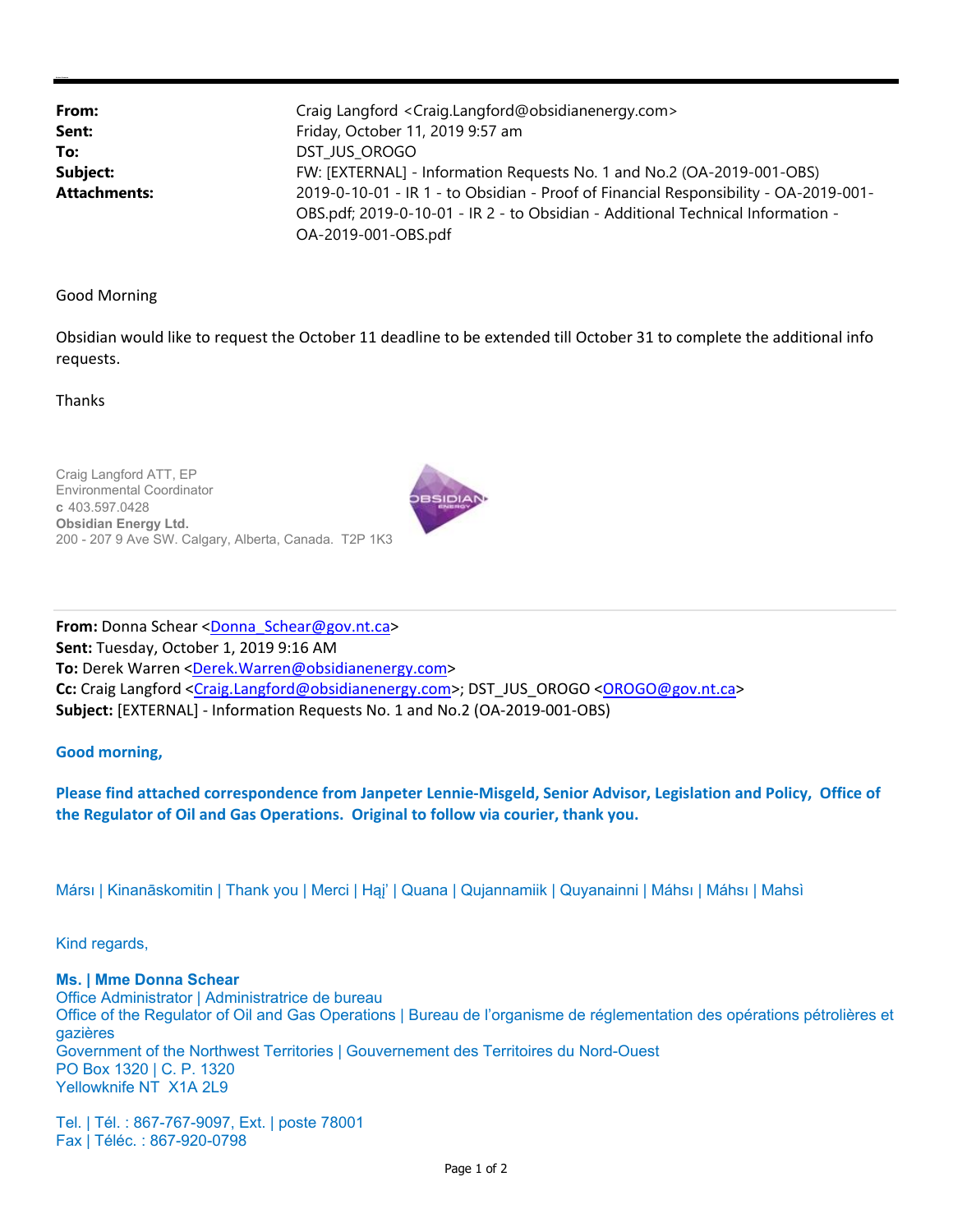| | |
|---|---|
| **From:** | Craig Langford <Craig.Langford@obsidianenergy.com> |
| **Sent:** | Friday, October 11, 2019 9:57 am |
| **To:** | DST_JUS_OROGO |
| **Subject:** | FW: [EXTERNAL] - Information Requests No. 1 and No.2 (OA-2019-001-OBS) |
| **Attachments:** | 2019-0-10-01 - IR 1 - to Obsidian - Proof of Financial Responsibility - OA-2019-001-OBS.pdf; 2019-0-10-01 - IR 2 - to Obsidian - Additional Technical Information - OA-2019-001-OBS.pdf |

Good Morning

Obsidian would like to request the October 11 deadline to be extended till October 31 to complete the additional info requests.

Thanks

Craig Langford ATT, EP
Environmental Coordinator
**c** 403.597.0428
**Obsidian Energy Ltd.**
200 - 207 9 Ave SW. Calgary, Alberta, Canada. T2P 1K3

---

**From:** Donna Schear <Donna_Schear@gov.nt.ca>
**Sent:** Tuesday, October 1, 2019 9:16 AM
**To:** Derek Warren <Derek.Warren@obsidianenergy.com>
**Cc:** Craig Langford <Craig.Langford@obsidianenergy.com>; DST_JUS_OROGO <OROGO@gov.nt.ca>
**Subject:** [EXTERNAL] - Information Requests No. 1 and No.2 (OA-2019-001-OBS)

**Good morning,**

**Please find attached correspondence from Janpeter Lennie-Misgeld, Senior Advisor, Legislation and Policy, Office of the Regulator of Oil and Gas Operations. Original to follow via courier, thank you.**

Mársı | Kinanāskomitin | Thank you | Merci | Hąį' | Quana | Qujannamiik | Quyanainni | Máhsı | Máhsı | Mahsì

Kind regards,

**Ms. | Mme Donna Schear**
Office Administrator | Administratrice de bureau
Office of the Regulator of Oil and Gas Operations | Bureau de l'organisme de réglementation des opérations pétrolières et gazières
Government of the Northwest Territories | Gouvernement des Territoires du Nord-Ouest
PO Box 1320 | C. P. 1320
Yellowknife NT X1A 2L9

Tel. | Tél. : 867-767-9097, Ext. | poste 78001
Fax | Téléc. : 867-920-0798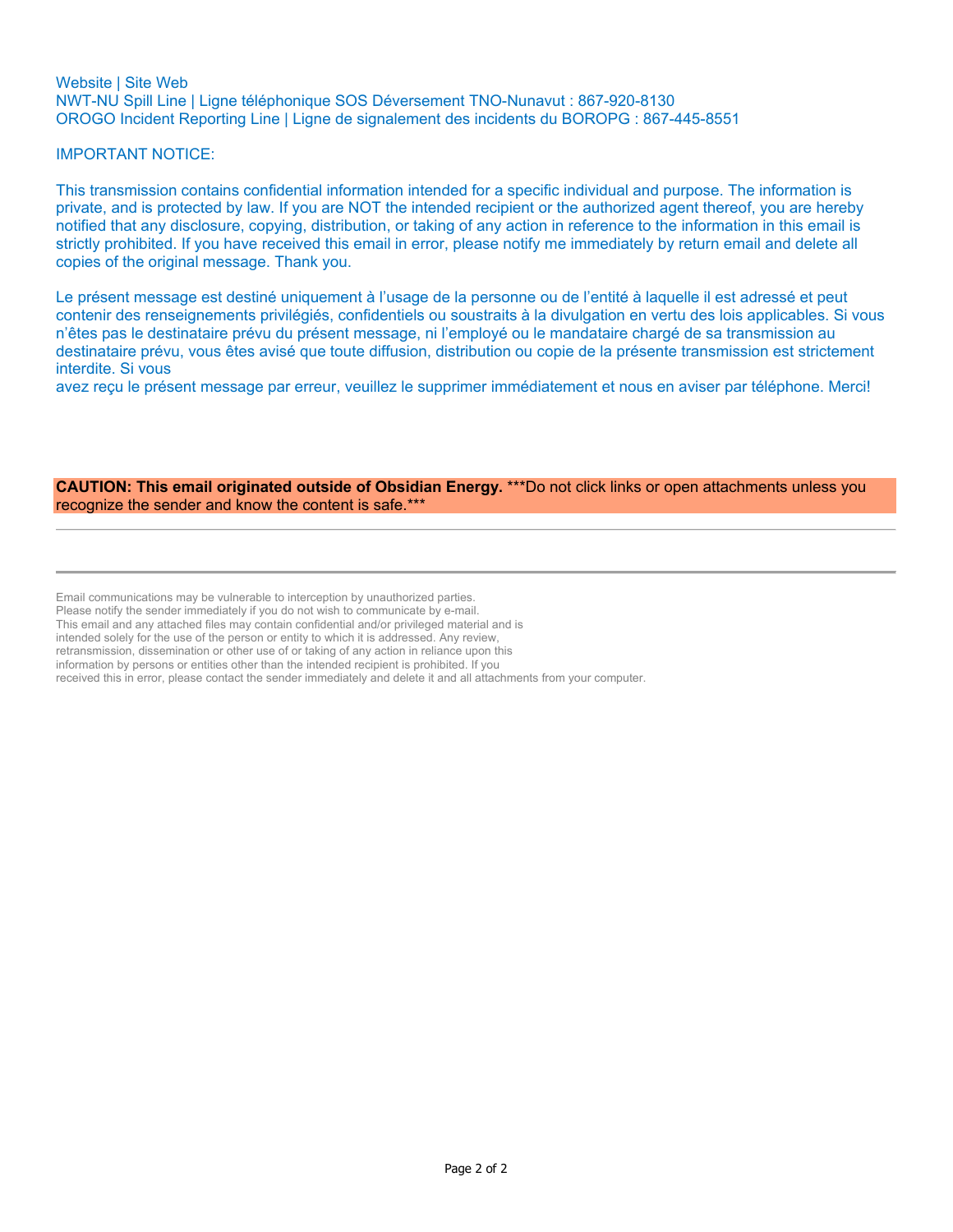Website | Site Web
NWT-NU Spill Line | Ligne téléphonique SOS Déversement TNO-Nunavut : 867-920-8130
OROGO Incident Reporting Line | Ligne de signalement des incidents du BOROPG : 867-445-8551

IMPORTANT NOTICE:

This transmission contains confidential information intended for a specific individual and purpose. The information is private, and is protected by law. If you are NOT the intended recipient or the authorized agent thereof, you are hereby notified that any disclosure, copying, distribution, or taking of any action in reference to the information in this email is strictly prohibited. If you have received this email in error, please notify me immediately by return email and delete all copies of the original message. Thank you.

Le présent message est destiné uniquement à l'usage de la personne ou de l'entité à laquelle il est adressé et peut contenir des renseignements privilégiés, confidentiels ou soustraits à la divulgation en vertu des lois applicables. Si vous n'êtes pas le destinataire prévu du présent message, ni l'employé ou le mandataire chargé de sa transmission au destinataire prévu, vous êtes avisé que toute diffusion, distribution ou copie de la présente transmission est strictement interdite. Si vous
avez reçu le présent message par erreur, veuillez le supprimer immédiatement et nous en aviser par téléphone. Merci!

**CAUTION: This email originated outside of Obsidian Energy.** ***Do not click links or open attachments unless you recognize the sender and know the content is safe.***

---

---

Email communications may be vulnerable to interception by unauthorized parties.
Please notify the sender immediately if you do not wish to communicate by e-mail.
This email and any attached files may contain confidential and/or privileged material and is intended solely for the use of the person or entity to which it is addressed. Any review, retransmission, dissemination or other use of or taking of any action in reliance upon this information by persons or entities other than the intended recipient is prohibited. If you received this in error, please contact the sender immediately and delete it and all attachments from your computer.